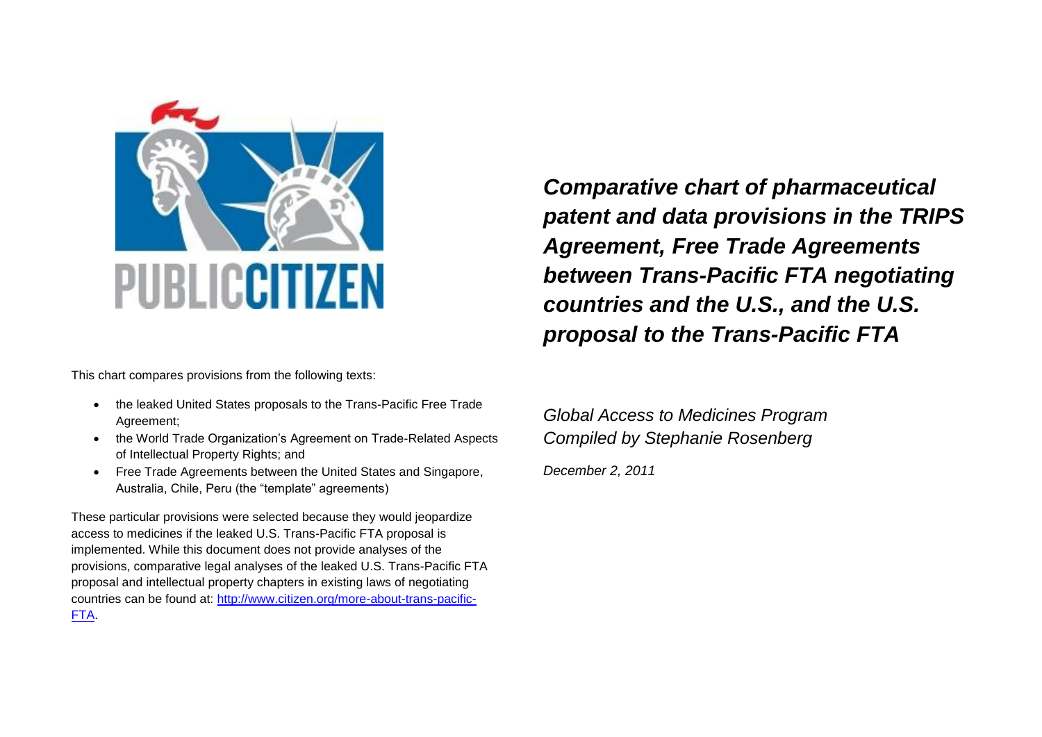PUBLIC CITIZEN

# *Comparative chart of pharmaceutical patent and data provisions in the TRIPS Agreement, Free Trade Agreements between Trans-Pacific FTA negotiating countries and the U.S., and the U.S. proposal to the Trans-Pacific FTA*

*Global Access to Medicines Program*
*Compiled by Stephanie Rosenberg*

*December 2, 2011*

This chart compares provisions from the following texts:

- the leaked United States proposals to the Trans-Pacific Free Trade Agreement;
- the World Trade Organization's Agreement on Trade-Related Aspects of Intellectual Property Rights; and
- Free Trade Agreements between the United States and Singapore, Australia, Chile, Peru (the "template" agreements)

These particular provisions were selected because they would jeopardize access to medicines if the leaked U.S. Trans-Pacific FTA proposal is implemented. While this document does not provide analyses of the provisions, comparative legal analyses of the leaked U.S. Trans-Pacific FTA proposal and intellectual property chapters in existing laws of negotiating countries can be found at: [http://www.citizen.org/more-about-trans-pacific-FTA](http://www.citizen.org/more-about-trans-pacific-FTA).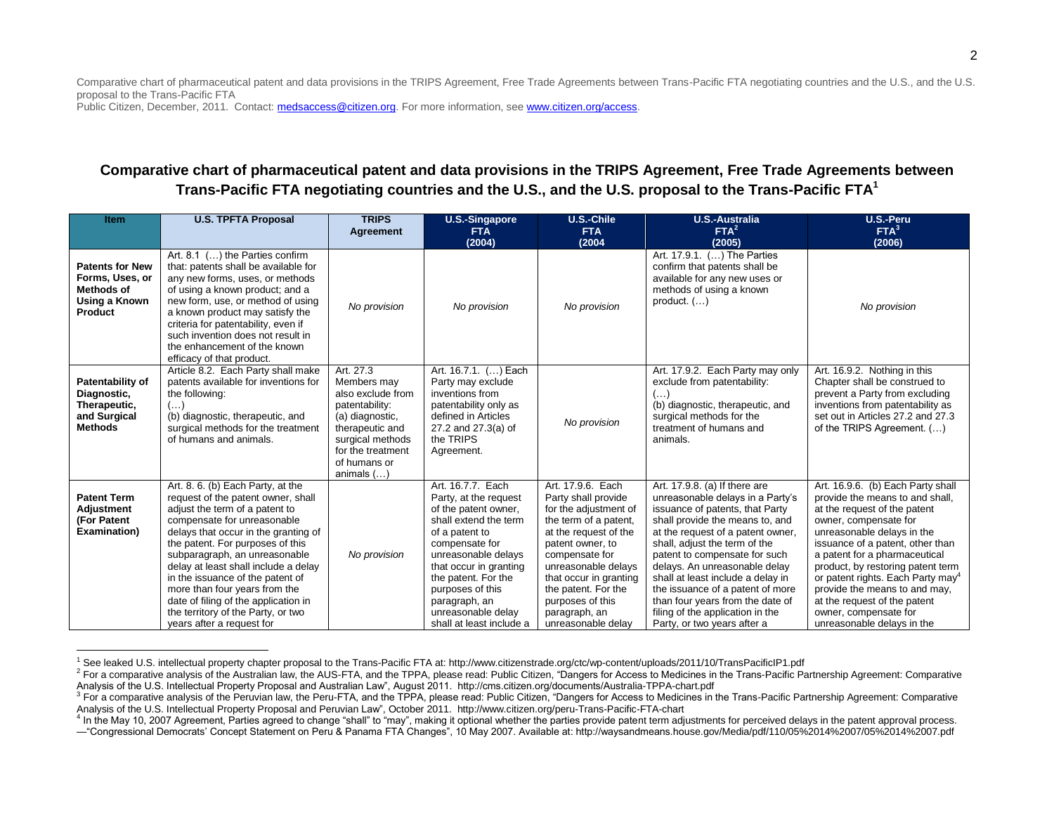Comparative chart of pharmaceutical patent and data provisions in the TRIPS Agreement, Free Trade Agreements between Trans-Pacific FTA negotiating countries and the U.S., and the U.S. proposal to the Trans-Pacific FTA
Public Citizen, December, 2011. Contact: medsaccess@citizen.org. For more information, see www.citizen.org/access.

## Comparative chart of pharmaceutical patent and data provisions in the TRIPS Agreement, Free Trade Agreements between Trans-Pacific FTA negotiating countries and the U.S., and the U.S. proposal to the Trans-Pacific FTA[1]

| Item | U.S. TPFTA Proposal | TRIPS Agreement | U.S.-Singapore FTA (2004) | U.S.-Chile FTA (2004 | U.S.-Australia FTA[2] (2005) | U.S.-Peru FTA[3] (2006) |
|---|---|---|---|---|---|---|
| **Patents for New Forms, Uses, or Methods of Using a Known Product** | Art. 8.1 (…) the Parties confirm that: patents shall be available for any new forms, uses, or methods of using a known product; and a new form, use, or method of using a known product may satisfy the criteria for patentability, even if such invention does not result in the enhancement of the known efficacy of that product. | *No provision* | *No provision* | *No provision* | Art. 17.9.1. (…) The Parties confirm that patents shall be available for any new uses or methods of using a known product. (…) | *No provision* |
| **Patentability of Diagnostic, Therapeutic, and Surgical Methods** | Article 8.2. Each Party shall make patents available for inventions for the following: (…) (b) diagnostic, therapeutic, and surgical methods for the treatment of humans and animals. | Art. 27.3 Members may also exclude from patentability: (a) diagnostic, therapeutic and surgical methods for the treatment of humans or animals (…) | Art. 16.7.1. (…) Each Party may exclude inventions from patentability only as defined in Articles 27.2 and 27.3(a) of the TRIPS Agreement. | *No provision* | Art. 17.9.2. Each Party may only exclude from patentability: (…) (b) diagnostic, therapeutic, and surgical methods for the treatment of humans and animals. | Art. 16.9.2. Nothing in this Chapter shall be construed to prevent a Party from excluding inventions from patentability as set out in Articles 27.2 and 27.3 of the TRIPS Agreement. (…) |
| **Patent Term Adjustment (For Patent Examination)** | Art. 8. 6. (b) Each Party, at the request of the patent owner, shall adjust the term of a patent to compensate for unreasonable delays that occur in the granting of the patent. For purposes of this subparagraph, an unreasonable delay at least shall include a delay in the issuance of the patent of more than four years from the date of filing of the application in the territory of the Party, or two years after a request for | *No provision* | Art. 16.7.7. Each Party, at the request of the patent owner, shall extend the term of a patent to compensate for unreasonable delays that occur in granting the patent. For the purposes of this paragraph, an unreasonable delay shall at least include a | Art. 17.9.6. Each Party shall provide for the adjustment of the term of a patent, at the request of the patent owner, to compensate for unreasonable delays that occur in granting the patent. For the purposes of this paragraph, an unreasonable delay | Art. 17.9.8. (a) If there are unreasonable delays in a Party's issuance of patents, that Party shall provide the means to, and at the request of the patent owner, shall, adjust the term of the patent to compensate for such delays. An unreasonable delay shall at least include a delay in the issuance of a patent of more than four years from the date of filing of the application in the Party, or two years after a | Art. 16.9.6. (b) Each Party shall provide the means to and shall, at the request of the patent owner, compensate for unreasonable delays in the issuance of a patent, other than a patent for a pharmaceutical product, by restoring patent term or patent rights. Each Party may[4] provide the means to and may, at the request of the patent owner, compensate for unreasonable delays in the |

[1] See leaked U.S. intellectual property chapter proposal to the Trans-Pacific FTA at: http://www.citizenstrade.org/ctc/wp-content/uploads/2011/10/TransPacificIP1.pdf

[2] For a comparative analysis of the Australian law, the AUS-FTA, and the TPPA, please read: Public Citizen, "Dangers for Access to Medicines in the Trans-Pacific Partnership Agreement: Comparative Analysis of the U.S. Intellectual Property Proposal and Australian Law", August 2011. http://cms.citizen.org/documents/Australia-TPPA-chart.pdf

[3] For a comparative analysis of the Peruvian law, the Peru-FTA, and the TPPA, please read: Public Citizen, "Dangers for Access to Medicines in the Trans-Pacific Partnership Agreement: Comparative Analysis of the U.S. Intellectual Property Proposal and Peruvian Law", October 2011. http://www.citizen.org/peru-Trans-Pacific-FTA-chart

[4] In the May 10, 2007 Agreement, Parties agreed to change "shall" to "may", making it optional whether the parties provide patent term adjustments for perceived delays in the patent approval process. —"Congressional Democrats' Concept Statement on Peru & Panama FTA Changes", 10 May 2007. Available at: http://waysandmeans.house.gov/Media/pdf/110/05%2014%2007/05%2014%2007.pdf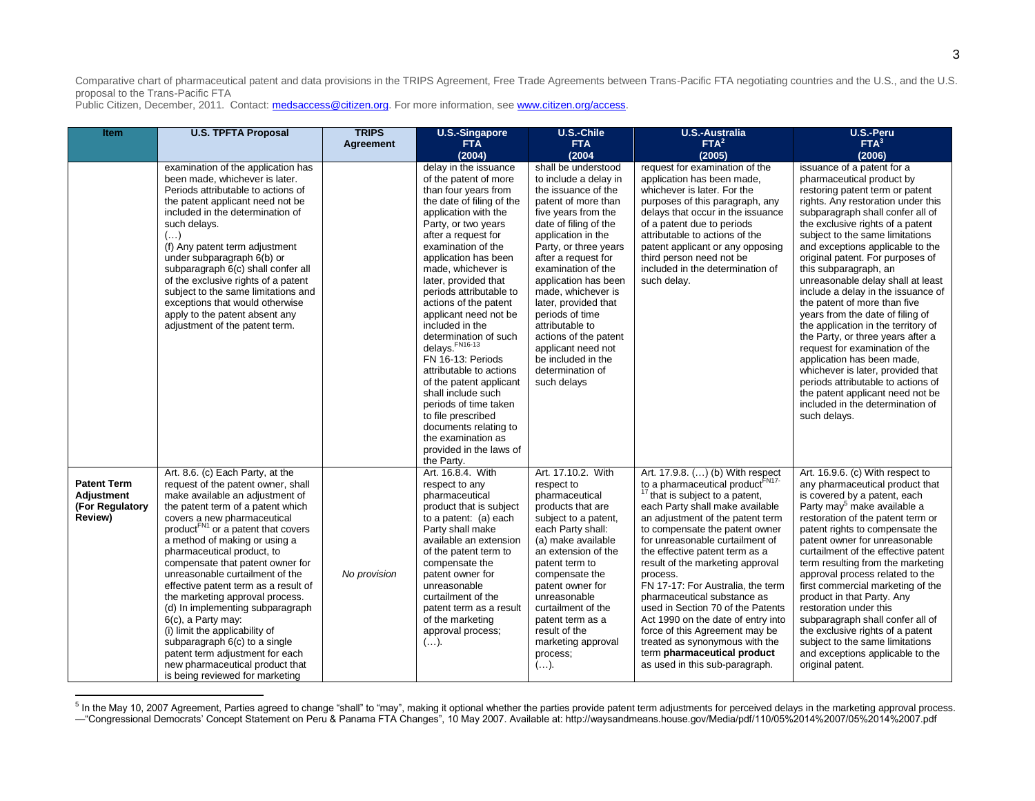Comparative chart of pharmaceutical patent and data provisions in the TRIPS Agreement, Free Trade Agreements between Trans-Pacific FTA negotiating countries and the U.S., and the U.S. proposal to the Trans-Pacific FTA
Public Citizen, December, 2011. Contact: medsaccess@citizen.org. For more information, see www.citizen.org/access.

| Item | U.S. TPFTA Proposal | TRIPS Agreement | U.S.-Singapore FTA (2004) | U.S.-Chile FTA (2004 | U.S.-Australia FTA[2] (2005) | U.S.-Peru FTA[3] (2006) |
|---|---|---|---|---|---|---|
| | examination of the application has been made, whichever is later. Periods attributable to actions of the patent applicant need not be included in the determination of such delays. (…) (f) Any patent term adjustment under subparagraph 6(b) or subparagraph 6(c) shall confer all of the exclusive rights of a patent subject to the same limitations and exceptions that would otherwise apply to the patent absent any adjustment of the patent term. | | delay in the issuance of the patent of more than four years from the date of filing of the application with the Party, or two years after a request for examination of the application has been made, whichever is later, provided that periods attributable to actions of the patent applicant need not be included in the determination of such delays.[FN16-13] FN 16-13: Periods attributable to actions of the patent applicant shall include such periods of time taken to file prescribed documents relating to the examination as provided in the laws of the Party. | shall be understood to include a delay in the issuance of the patent of more than five years from the date of filing of the application in the Party, or three years after a request for examination of the application has been made, whichever is later, provided that periods of time attributable to actions of the patent applicant need not be included in the determination of such delays | request for examination of the application has been made, whichever is later. For the purposes of this paragraph, any delays that occur in the issuance of a patent due to periods attributable to actions of the patent applicant or any opposing third person need not be included in the determination of such delay. | issuance of a patent for a pharmaceutical product by restoring patent term or patent rights. Any restoration under this subparagraph shall confer all of the exclusive rights of a patent subject to the same limitations and exceptions applicable to the original patent. For purposes of this subparagraph, an unreasonable delay shall at least include a delay in the issuance of the patent of more than five years from the date of filing of the application in the territory of the Party, or three years after a request for examination of the application has been made, whichever is later, provided that periods attributable to actions of the patent applicant need not be included in the determination of such delays. |
| **Patent Term Adjustment (For Regulatory Review)** | Art. 8.6. (c) Each Party, at the request of the patent owner, shall make available an adjustment of the patent term of a patent which covers a new pharmaceutical product[FN1] or a patent that covers a method of making or using a pharmaceutical product, to compensate that patent owner for unreasonable curtailment of the effective patent term as a result of the marketing approval process. (d) In implementing subparagraph 6(c), a Party may: (i) limit the applicability of subparagraph 6(c) to a single patent term adjustment for each new pharmaceutical product that is being reviewed for marketing | *No provision* | Art. 16.8.4. With respect to any pharmaceutical product that is subject to a patent: (a) each Party shall make available an extension of the patent term to compensate the patent owner for unreasonable curtailment of the patent term as a result of the marketing approval process; (…). | Art. 17.10.2. With respect to pharmaceutical products that are subject to a patent, each Party shall: (a) make available an extension of the patent term to compensate the patent owner for unreasonable curtailment of the patent term as a result of the marketing approval process; (…). | Art. 17.9.8. (…) (b) With respect to a pharmaceutical product[FN17-17] that is subject to a patent, each Party shall make available an adjustment of the patent term to compensate the patent owner for unreasonable curtailment of the effective patent term as a result of the marketing approval process. FN 17-17: For Australia, the term pharmaceutical substance as used in Section 70 of the Patents Act 1990 on the date of entry into force of this Agreement may be treated as synonymous with the term **pharmaceutical product** as used in this sub-paragraph. | Art. 16.9.6. (c) With respect to any pharmaceutical product that is covered by a patent, each Party may[5] make available a restoration of the patent term or patent rights to compensate the patent owner for unreasonable curtailment of the effective patent term resulting from the marketing approval process related to the first commercial marketing of the product in that Party. Any restoration under this subparagraph shall confer all of the exclusive rights of a patent subject to the same limitations and exceptions applicable to the original patent. |

[5] In the May 10, 2007 Agreement, Parties agreed to change "shall" to "may", making it optional whether the parties provide patent term adjustments for perceived delays in the marketing approval process. —"Congressional Democrats' Concept Statement on Peru & Panama FTA Changes", 10 May 2007. Available at: http://waysandmeans.house.gov/Media/pdf/110/05%2014%2007/05%2014%2007.pdf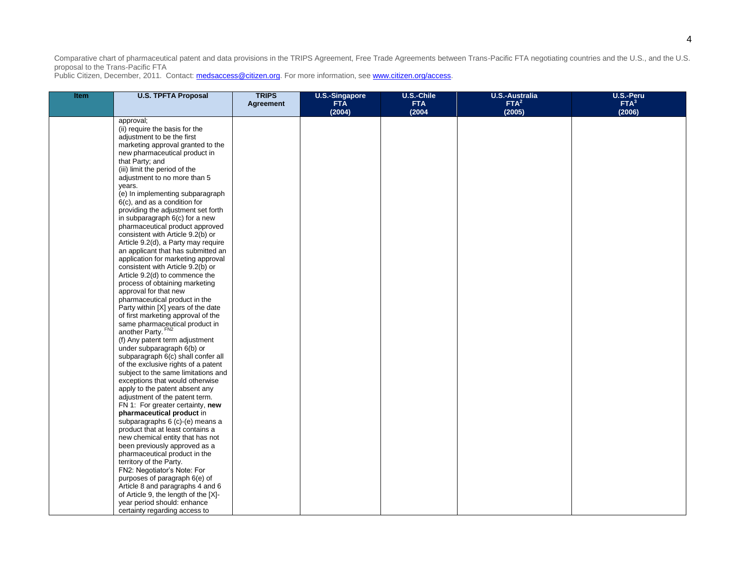Comparative chart of pharmaceutical patent and data provisions in the TRIPS Agreement, Free Trade Agreements between Trans-Pacific FTA negotiating countries and the U.S., and the U.S. proposal to the Trans-Pacific FTA

Public Citizen, December, 2011. Contact: medsaccess@citizen.org. For more information, see www.citizen.org/access.

| Item | U.S. TPFTA Proposal | TRIPS Agreement | U.S.-Singapore FTA (2004) | U.S.-Chile FTA (2004 | U.S.-Australia FTA[2] (2005) | U.S.-Peru FTA[3] (2006) |
|---|---|---|---|---|---|---|
| | approval;<br>(ii) require the basis for the adjustment to be the first marketing approval granted to the new pharmaceutical product in that Party; and<br>(iii) limit the period of the adjustment to no more than 5 years.<br>(e) In implementing subparagraph 6(c), and as a condition for providing the adjustment set forth in subparagraph 6(c) for a new pharmaceutical product approved consistent with Article 9.2(b) or Article 9.2(d), a Party may require an applicant that has submitted an application for marketing approval consistent with Article 9.2(b) or Article 9.2(d) to commence the process of obtaining marketing approval for that new pharmaceutical product in the Party within [X] years of the date of first marketing approval of the same pharmaceutical product in another Party.[FN2]<br>(f) Any patent term adjustment under subparagraph 6(b) or subparagraph 6(c) shall confer all of the exclusive rights of a patent subject to the same limitations and exceptions that would otherwise apply to the patent absent any adjustment of the patent term.<br>FN 1: For greater certainty, **new pharmaceutical product** in subparagraphs 6 (c)-(e) means a product that at least contains a new chemical entity that has not been previously approved as a pharmaceutical product in the territory of the Party.<br>FN2: Negotiator's Note: For purposes of paragraph 6(e) of Article 8 and paragraphs 4 and 6 of Article 9, the length of the [X]-year period should: enhance certainty regarding access to | | | | | |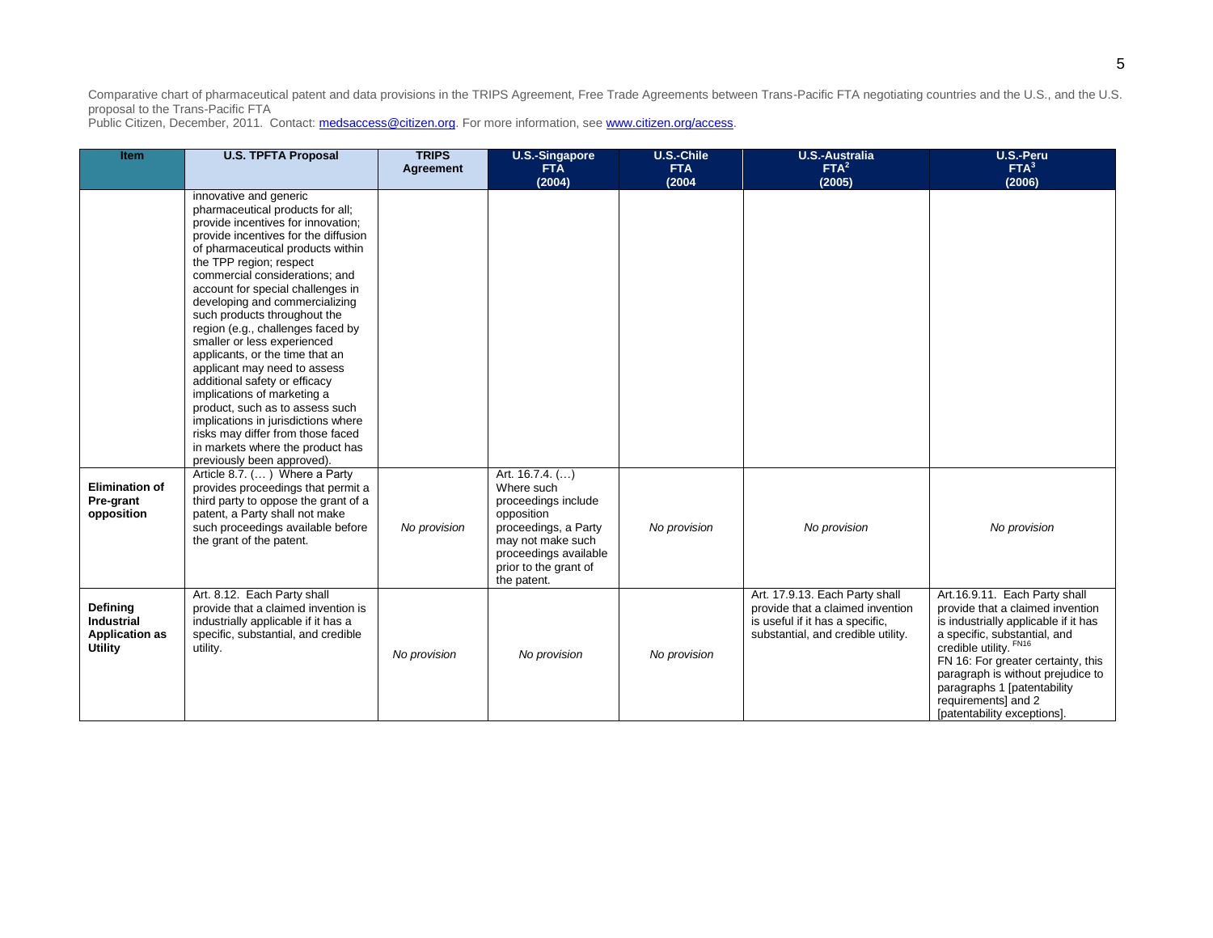Comparative chart of pharmaceutical patent and data provisions in the TRIPS Agreement, Free Trade Agreements between Trans-Pacific FTA negotiating countries and the U.S., and the U.S. proposal to the Trans-Pacific FTA
Public Citizen, December, 2011. Contact: medsaccess@citizen.org. For more information, see www.citizen.org/access.

| Item | U.S. TPFTA Proposal | TRIPS Agreement | U.S.-Singapore FTA (2004) | U.S.-Chile FTA (2004 | U.S.-Australia FTA[2] (2005) | U.S.-Peru FTA[3] (2006) |
|---|---|---|---|---|---|---|
| | innovative and generic pharmaceutical products for all; provide incentives for innovation; provide incentives for the diffusion of pharmaceutical products within the TPP region; respect commercial considerations; and account for special challenges in developing and commercializing such products throughout the region (e.g., challenges faced by smaller or less experienced applicants, or the time that an applicant may need to assess additional safety or efficacy implications of marketing a product, such as to assess such implications in jurisdictions where risks may differ from those faced in markets where the product has previously been approved). | | | | | |
| **Elimination of Pre-grant opposition** | Article 8.7. (… ) Where a Party provides proceedings that permit a third party to oppose the grant of a patent, a Party shall not make such proceedings available before the grant of the patent. | *No provision* | Art. 16.7.4. (…) Where such proceedings include opposition proceedings, a Party may not make such proceedings available prior to the grant of the patent. | *No provision* | *No provision* | *No provision* |
| **Defining Industrial Application as Utility** | Art. 8.12. Each Party shall provide that a claimed invention is industrially applicable if it has a specific, substantial, and credible utility. | *No provision* | *No provision* | *No provision* | Art. 17.9.13. Each Party shall provide that a claimed invention is useful if it has a specific, substantial, and credible utility. | Art.16.9.11. Each Party shall provide that a claimed invention is industrially applicable if it has a specific, substantial, and credible utility.[FN16] FN 16: For greater certainty, this paragraph is without prejudice to paragraphs 1 [patentability requirements] and 2 [patentability exceptions]. |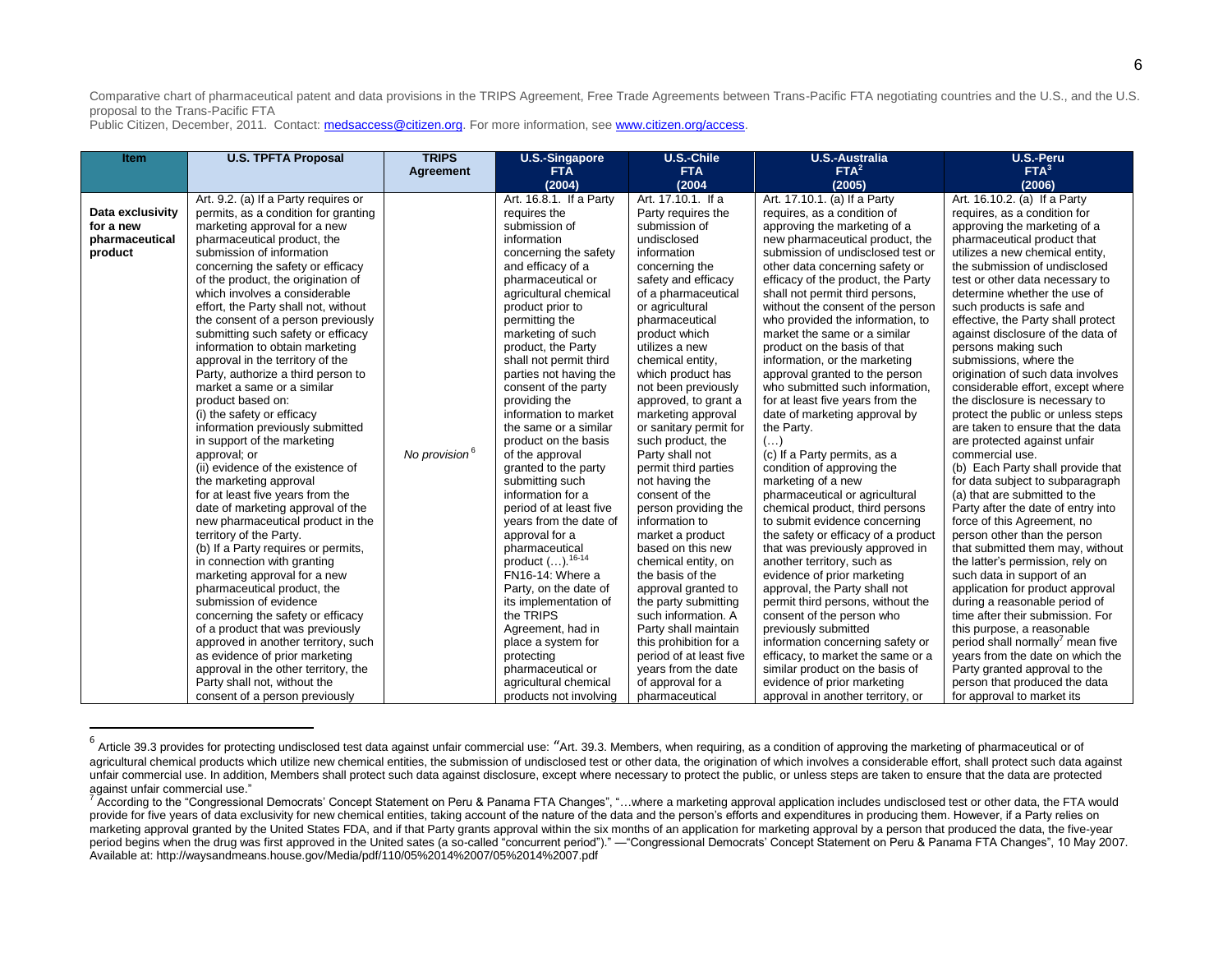Comparative chart of pharmaceutical patent and data provisions in the TRIPS Agreement, Free Trade Agreements between Trans-Pacific FTA negotiating countries and the U.S., and the U.S. proposal to the Trans-Pacific FTA

Public Citizen, December, 2011. Contact: medsaccess@citizen.org. For more information, see www.citizen.org/access.

| Item | U.S. TPFTA Proposal | TRIPS Agreement | U.S.-Singapore FTA (2004) | U.S.-Chile FTA (2004 | U.S.-Australia FTA[2] (2005) | U.S.-Peru FTA[3] (2006) |
|---|---|---|---|---|---|---|
| **Data exclusivity for a new pharmaceutical product** | Art. 9.2. (a) If a Party requires or permits, as a condition for granting marketing approval for a new pharmaceutical product, the submission of information concerning the safety or efficacy of the product, the origination of which involves a considerable effort, the Party shall not, without the consent of a person previously submitting such safety or efficacy information to obtain marketing approval in the territory of the Party, authorize a third person to market a same or a similar product based on: (i) the safety or efficacy information previously submitted in support of the marketing approval; or (ii) evidence of the existence of the marketing approval for at least five years from the date of marketing approval of the new pharmaceutical product in the territory of the Party. (b) If a Party requires or permits, in connection with granting marketing approval for a new pharmaceutical product, the submission of evidence concerning the safety or efficacy of a product that was previously approved in another territory, such as evidence of prior marketing approval in the other territory, the Party shall not, without the consent of a person previously | *No provision*[6] | Art. 16.8.1. If a Party requires the submission of information concerning the safety and efficacy of a pharmaceutical or agricultural chemical product prior to permitting the marketing of such product, the Party shall not permit third parties not having the consent of the party providing the information to market the same or a similar product on the basis of the approval granted to the party submitting such information for a period of at least five years from the date of approval for a pharmaceutical product (…).[16-14] FN16-14: Where a Party, on the date of its implementation of the TRIPS Agreement, had in place a system for protecting pharmaceutical or agricultural chemical products not involving | Art. 17.10.1. If a Party requires the submission of undisclosed information concerning the safety and efficacy of a pharmaceutical or agricultural pharmaceutical product which utilizes a new chemical entity, which product has not been previously approved, to grant a marketing approval or sanitary permit for such product, the Party shall not permit third parties not having the consent of the person providing the information to market a product based on this new chemical entity, on the basis of the approval granted to the party submitting such information. A Party shall maintain this prohibition for a period of at least five years from the date of approval for a pharmaceutical | Art. 17.10.1. (a) If a Party requires, as a condition of approving the marketing of a new pharmaceutical product, the submission of undisclosed test or other data concerning safety or efficacy of the product, the Party shall not permit third persons, without the consent of the person who provided the information, to market the same or a similar product on the basis of that information, or the marketing approval granted to the person who submitted such information, for at least five years from the date of marketing approval by the Party. (…) (c) If a Party permits, as a condition of approving the marketing of a new pharmaceutical or agricultural chemical product, third persons to submit evidence concerning the safety or efficacy of a product that was previously approved in another territory, such as evidence of prior marketing approval, the Party shall not permit third persons, without the consent of the person who previously submitted information concerning safety or efficacy, to market the same or a similar product on the basis of evidence of prior marketing approval in another territory, or | Art. 16.10.2. (a) If a Party requires, as a condition for approving the marketing of a pharmaceutical product that utilizes a new chemical entity, the submission of undisclosed test or other data necessary to determine whether the use of such products is safe and effective, the Party shall protect against disclosure of the data of persons making such submissions, where the origination of such data involves considerable effort, except where the disclosure is necessary to protect the public or unless steps are taken to ensure that the data are protected against unfair commercial use. (b) Each Party shall provide that for data subject to subparagraph (a) that are submitted to the Party after the date of entry into force of this Agreement, no person other than the person that submitted them may, without the latter's permission, rely on such data in support of an application for product approval during a reasonable period of time after their submission. For this purpose, a reasonable period shall normally[7] mean five years from the date on which the Party granted approval to the person that produced the data for approval to market its |

[6] Article 39.3 provides for protecting undisclosed test data against unfair commercial use: "Art. 39.3. Members, when requiring, as a condition of approving the marketing of pharmaceutical or of agricultural chemical products which utilize new chemical entities, the submission of undisclosed test or other data, the origination of which involves a considerable effort, shall protect such data against unfair commercial use. In addition, Members shall protect such data against disclosure, except where necessary to protect the public, or unless steps are taken to ensure that the data are protected against unfair commercial use."

[7] According to the "Congressional Democrats' Concept Statement on Peru & Panama FTA Changes", "…where a marketing approval application includes undisclosed test or other data, the FTA would provide for five years of data exclusivity for new chemical entities, taking account of the nature of the data and the person's efforts and expenditures in producing them. However, if a Party relies on marketing approval granted by the United States FDA, and if that Party grants approval within the six months of an application for marketing approval by a person that produced the data, the five-year period begins when the drug was first approved in the United sates (a so-called "concurrent period")." —"Congressional Democrats' Concept Statement on Peru & Panama FTA Changes", 10 May 2007. Available at: http://waysandmeans.house.gov/Media/pdf/110/05%2014%2007/05%2014%2007.pdf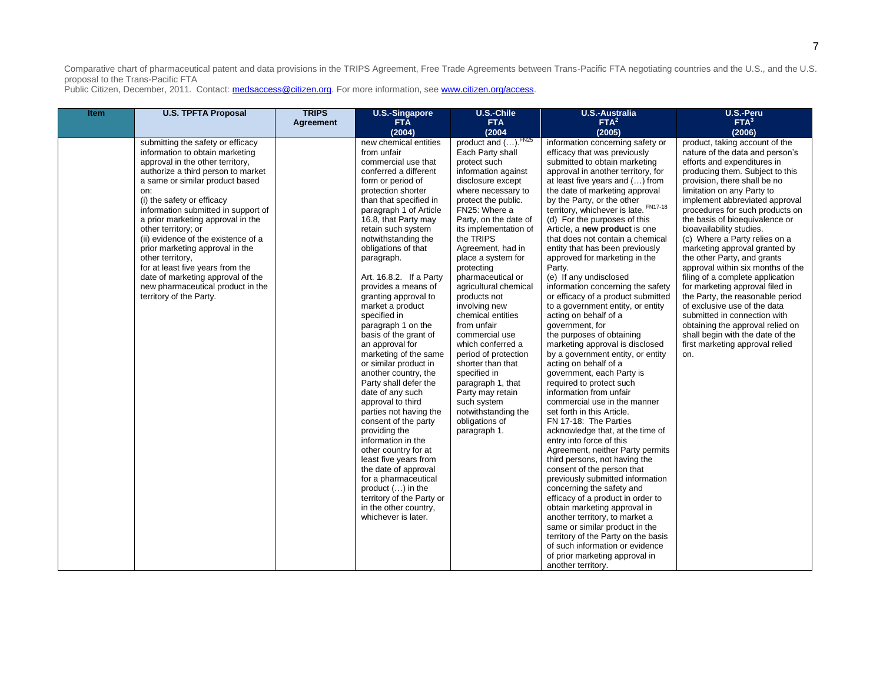Comparative chart of pharmaceutical patent and data provisions in the TRIPS Agreement, Free Trade Agreements between Trans-Pacific FTA negotiating countries and the U.S., and the U.S. proposal to the Trans-Pacific FTA

Public Citizen, December, 2011. Contact: medsaccess@citizen.org. For more information, see www.citizen.org/access.

| Item | U.S. TPFTA Proposal | TRIPS Agreement | U.S.-Singapore FTA (2004) | U.S.-Chile FTA (2004 | U.S.-Australia FTA[2] (2005) | U.S.-Peru FTA[3] (2006) |
|---|---|---|---|---|---|---|
| | submitting the safety or efficacy information to obtain marketing approval in the other territory, authorize a third person to market a same or similar product based on:<br>(i) the safety or efficacy information submitted in support of a prior marketing approval in the other territory; or<br>(ii) evidence of the existence of a prior marketing approval in the other territory,<br>for at least five years from the date of marketing approval of the new pharmaceutical product in the territory of the Party. | | new chemical entities from unfair commercial use that conferred a different form or period of protection shorter than that specified in paragraph 1 of Article 16.8, that Party may retain such system notwithstanding the obligations of that paragraph.<br><br>Art. 16.8.2. If a Party provides a means of granting approval to market a product specified in paragraph 1 on the basis of the grant of an approval for marketing of the same or similar product in another country, the Party shall defer the date of any such approval to third parties not having the consent of the party providing the information in the other country for at least five years from the date of approval for a pharmaceutical product (…) in the territory of the Party or in the other country, whichever is later. | product and (…).[FN25] Each Party shall protect such information against disclosure except where necessary to protect the public.<br>FN25: Where a Party, on the date of its implementation of the TRIPS Agreement, had in place a system for protecting pharmaceutical or agricultural chemical products not involving new chemical entities from unfair commercial use which conferred a period of protection shorter than that specified in paragraph 1, that Party may retain such system notwithstanding the obligations of paragraph 1. | information concerning safety or efficacy that was previously submitted to obtain marketing approval in another territory, for at least five years and (…) from the date of marketing approval by the Party, or the other territory, whichever is late. [FN17-18]<br>(d) For the purposes of this Article, a **new product** is one that does not contain a chemical entity that has been previously approved for marketing in the Party.<br>(e) If any undisclosed information concerning the safety or efficacy of a product submitted to a government entity, or entity acting on behalf of a government, for the purposes of obtaining marketing approval is disclosed by a government entity, or entity acting on behalf of a government, each Party is required to protect such information from unfair commercial use in the manner set forth in this Article.<br>FN 17-18: The Parties acknowledge that, at the time of entry into force of this Agreement, neither Party permits third persons, not having the consent of the person that previously submitted information concerning the safety and efficacy of a product in order to obtain marketing approval in another territory, to market a same or similar product in the territory of the Party on the basis of such information or evidence of prior marketing approval in another territory. | product, taking account of the nature of the data and person's efforts and expenditures in producing them. Subject to this provision, there shall be no limitation on any Party to implement abbreviated approval procedures for such products on the basis of bioequivalence or bioavailability studies.<br>(c) Where a Party relies on a marketing approval granted by the other Party, and grants approval within six months of the filing of a complete application for marketing approval filed in the Party, the reasonable period of exclusive use of the data submitted in connection with obtaining the approval relied on shall begin with the date of the first marketing approval relied on. |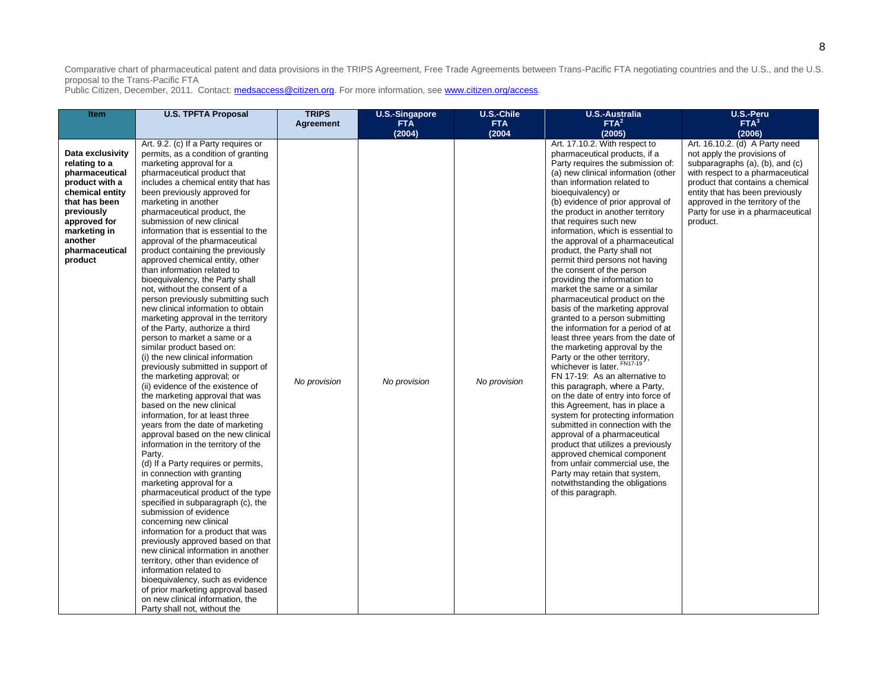Comparative chart of pharmaceutical patent and data provisions in the TRIPS Agreement, Free Trade Agreements between Trans-Pacific FTA negotiating countries and the U.S., and the U.S. proposal to the Trans-Pacific FTA
Public Citizen, December, 2011. Contact: medsaccess@citizen.org. For more information, see www.citizen.org/access.

| Item | U.S. TPFTA Proposal | TRIPS Agreement | U.S.-Singapore FTA (2004) | U.S.-Chile FTA (2004 | U.S.-Australia FTA[2] (2005) | U.S.-Peru FTA[3] (2006) |
|---|---|---|---|---|---|---|
| **Data exclusivity relating to a pharmaceutical product with a chemical entity that has been previously approved for marketing in another pharmaceutical product** | Art. 9.2. (c) If a Party requires or permits, as a condition of granting marketing approval for a pharmaceutical product that includes a chemical entity that has been previously approved for marketing in another pharmaceutical product, the submission of new clinical information that is essential to the approval of the pharmaceutical product containing the previously approved chemical entity, other than information related to bioequivalency, the Party shall not, without the consent of a person previously submitting such new clinical information to obtain marketing approval in the territory of the Party, authorize a third person to market a same or a similar product based on: (i) the new clinical information previously submitted in support of the marketing approval; or (ii) evidence of the existence of the marketing approval that was based on the new clinical information, for at least three years from the date of marketing approval based on the new clinical information in the territory of the Party. (d) If a Party requires or permits, in connection with granting marketing approval for a pharmaceutical product of the type specified in subparagraph (c), the submission of evidence concerning new clinical information for a product that was previously approved based on that new clinical information in another territory, other than evidence of information related to bioequivalency, such as evidence of prior marketing approval based on new clinical information, the Party shall not, without the | *No provision* | *No provision* | *No provision* | Art. 17.10.2. With respect to pharmaceutical products, if a Party requires the submission of: (a) new clinical information (other than information related to bioequivalency) or (b) evidence of prior approval of the product in another territory that requires such new information, which is essential to the approval of a pharmaceutical product, the Party shall not permit third persons not having the consent of the person providing the information to market the same or a similar pharmaceutical product on the basis of the marketing approval granted to a person submitting the information for a period of at least three years from the date of the marketing approval by the Party or the other territory, whichever is later.[FN17-19] FN 17-19: As an alternative to this paragraph, where a Party, on the date of entry into force of this Agreement, has in place a system for protecting information submitted in connection with the approval of a pharmaceutical product that utilizes a previously approved chemical component from unfair commercial use, the Party may retain that system, notwithstanding the obligations of this paragraph. | Art. 16.10.2. (d) A Party need not apply the provisions of subparagraphs (a), (b), and (c) with respect to a pharmaceutical product that contains a chemical entity that has been previously approved in the territory of the Party for use in a pharmaceutical product. |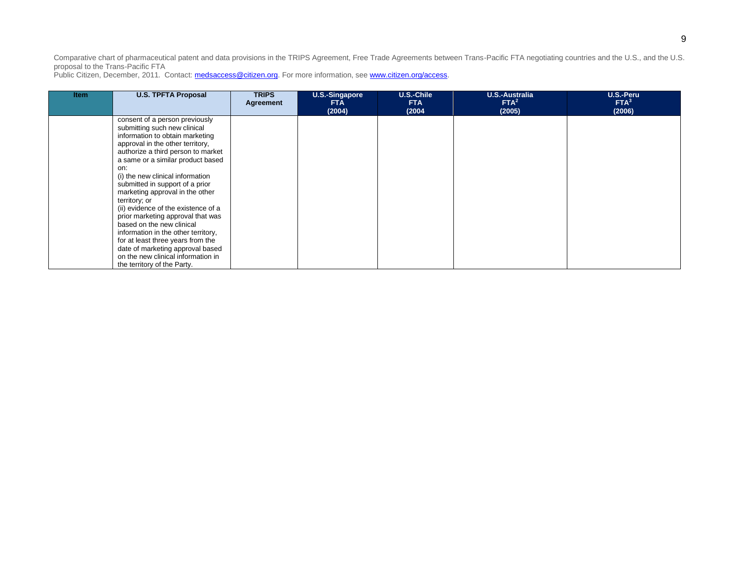Comparative chart of pharmaceutical patent and data provisions in the TRIPS Agreement, Free Trade Agreements between Trans-Pacific FTA negotiating countries and the U.S., and the U.S. proposal to the Trans-Pacific FTA
Public Citizen, December, 2011. Contact: medsaccess@citizen.org. For more information, see www.citizen.org/access.

| Item | U.S. TPFTA Proposal | TRIPS Agreement | U.S.-Singapore FTA (2004) | U.S.-Chile FTA (2004 | U.S.-Australia FTA[2] (2005) | U.S.-Peru FTA[3] (2006) |
|---|---|---|---|---|---|---|
| | consent of a person previously submitting such new clinical information to obtain marketing approval in the other territory, authorize a third person to market a same or a similar product based on:<br>(i) the new clinical information submitted in support of a prior marketing approval in the other territory; or<br>(ii) evidence of the existence of a prior marketing approval that was based on the new clinical information in the other territory, for at least three years from the date of marketing approval based on the new clinical information in the territory of the Party. | | | | | |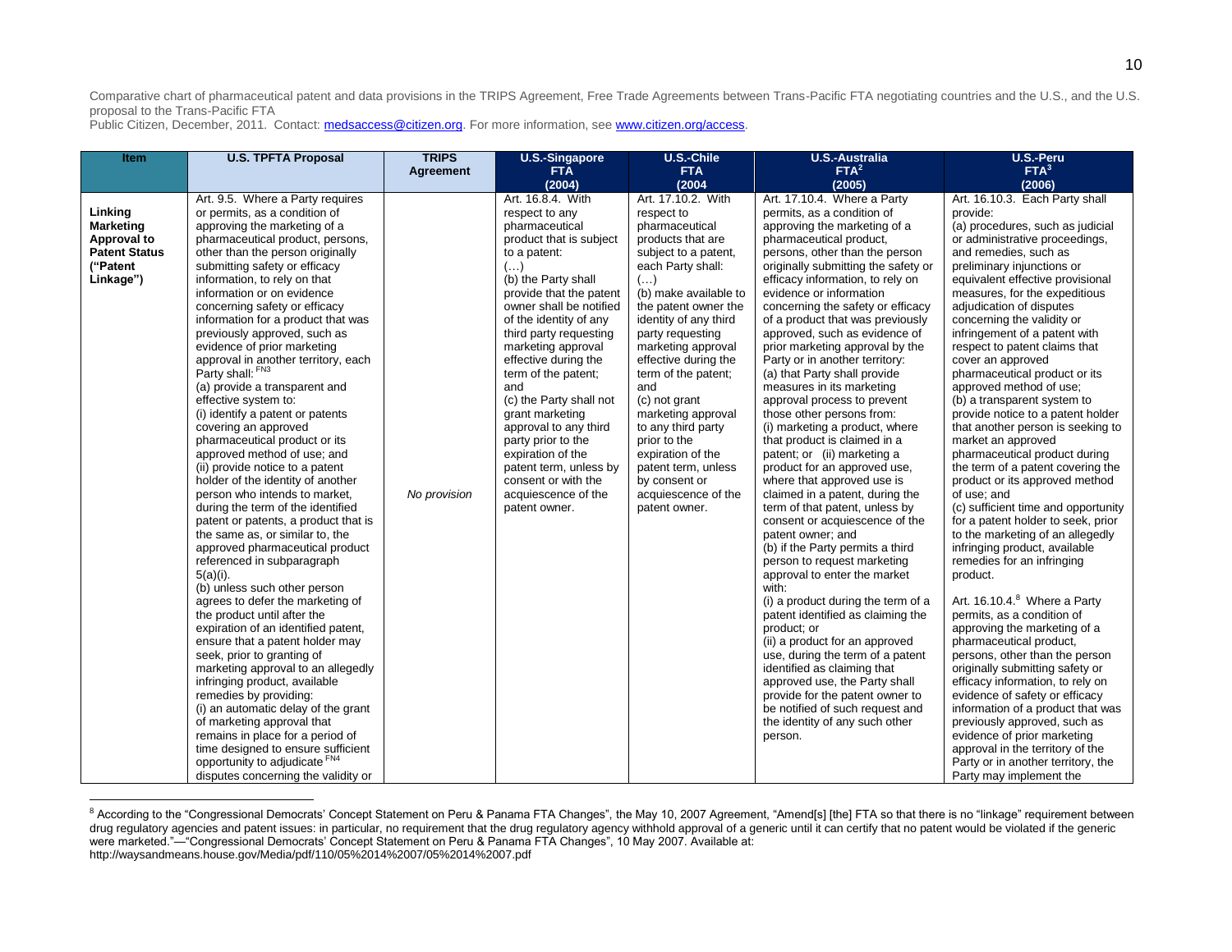Comparative chart of pharmaceutical patent and data provisions in the TRIPS Agreement, Free Trade Agreements between Trans-Pacific FTA negotiating countries and the U.S., and the U.S. proposal to the Trans-Pacific FTA

Public Citizen, December, 2011. Contact: medsaccess@citizen.org. For more information, see www.citizen.org/access.

| Item | U.S. TPFTA Proposal | TRIPS Agreement | U.S.-Singapore FTA (2004) | U.S.-Chile FTA (2004 | U.S.-Australia FTA[2] (2005) | U.S.-Peru FTA[3] (2006) |
|---|---|---|---|---|---|---|
| **Linking Marketing Approval to Patent Status ("Patent Linkage")** | Art. 9.5. Where a Party requires or permits, as a condition of approving the marketing of a pharmaceutical product, persons, other than the person originally submitting safety or efficacy information, to rely on that information or on evidence concerning safety or efficacy information for a product that was previously approved, such as evidence of prior marketing approval in another territory, each Party shall: [FN3]<br>(a) provide a transparent and effective system to:<br>(i) identify a patent or patents covering an approved pharmaceutical product or its approved method of use; and<br>(ii) provide notice to a patent holder of the identity of another person who intends to market, during the term of the identified patent or patents, a product that is the same as, or similar to, the approved pharmaceutical product referenced in subparagraph 5(a)(i).<br>(b) unless such other person agrees to defer the marketing of the product until after the expiration of an identified patent, ensure that a patent holder may seek, prior to granting of marketing approval to an allegedly infringing product, available remedies by providing:<br>(i) an automatic delay of the grant of marketing approval that remains in place for a period of time designed to ensure sufficient opportunity to adjudicate [FN4] disputes concerning the validity or | *No provision* | Art. 16.8.4. With respect to any pharmaceutical product that is subject to a patent:<br>(…)<br>(b) the Party shall provide that the patent owner shall be notified of the identity of any third party requesting marketing approval effective during the term of the patent; and<br>(c) the Party shall not grant marketing approval to any third party prior to the expiration of the patent term, unless by consent or with the acquiescence of the patent owner. | Art. 17.10.2. With respect to pharmaceutical products that are subject to a patent, each Party shall:<br>(…)<br>(b) make available to the patent owner the identity of any third party requesting marketing approval effective during the term of the patent; and<br>(c) not grant marketing approval to any third party prior to the expiration of the patent term, unless by consent or acquiescence of the patent owner. | Art. 17.10.4. Where a Party permits, as a condition of approving the marketing of a pharmaceutical product, persons, other than the person originally submitting the safety or efficacy information, to rely on evidence or information concerning the safety or efficacy of a product that was previously approved, such as evidence of prior marketing approval by the Party or in another territory:<br>(a) that Party shall provide measures in its marketing approval process to prevent those other persons from:<br>(i) marketing a product, where that product is claimed in a patent; or (ii) marketing a product for an approved use, where that approved use is claimed in a patent, during the term of that patent, unless by consent or acquiescence of the patent owner; and<br>(b) if the Party permits a third person to request marketing approval to enter the market with:<br>(i) a product during the term of a patent identified as claiming the product; or<br>(ii) a product for an approved use, during the term of a patent identified as claiming that approved use, the Party shall provide for the patent owner to be notified of such request and the identity of any such other person. | Art. 16.10.3. Each Party shall provide:<br>(a) procedures, such as judicial or administrative proceedings, and remedies, such as preliminary injunctions or equivalent effective provisional measures, for the expeditious adjudication of disputes concerning the validity or infringement of a patent with respect to patent claims that cover an approved pharmaceutical product or its approved method of use;<br>(b) a transparent system to provide notice to a patent holder that another person is seeking to market an approved pharmaceutical product during the term of a patent covering the product or its approved method of use; and<br>(c) sufficient time and opportunity for a patent holder to seek, prior to the marketing of an allegedly infringing product, available remedies for an infringing product.<br><br>Art. 16.10.4.[8] Where a Party permits, as a condition of approving the marketing of a pharmaceutical product, persons, other than the person originally submitting safety or efficacy information, to rely on evidence of safety or efficacy information of a product that was previously approved, such as evidence of prior marketing approval in the territory of the Party or in another territory, the Party may implement the |

[8] According to the "Congressional Democrats' Concept Statement on Peru & Panama FTA Changes", the May 10, 2007 Agreement, "Amend[s] [the] FTA so that there is no "linkage" requirement between drug regulatory agencies and patent issues: in particular, no requirement that the drug regulatory agency withhold approval of a generic until it can certify that no patent would be violated if the generic were marketed."—"Congressional Democrats' Concept Statement on Peru & Panama FTA Changes", 10 May 2007. Available at: http://waysandmeans.house.gov/Media/pdf/110/05%2014%2007/05%2014%2007.pdf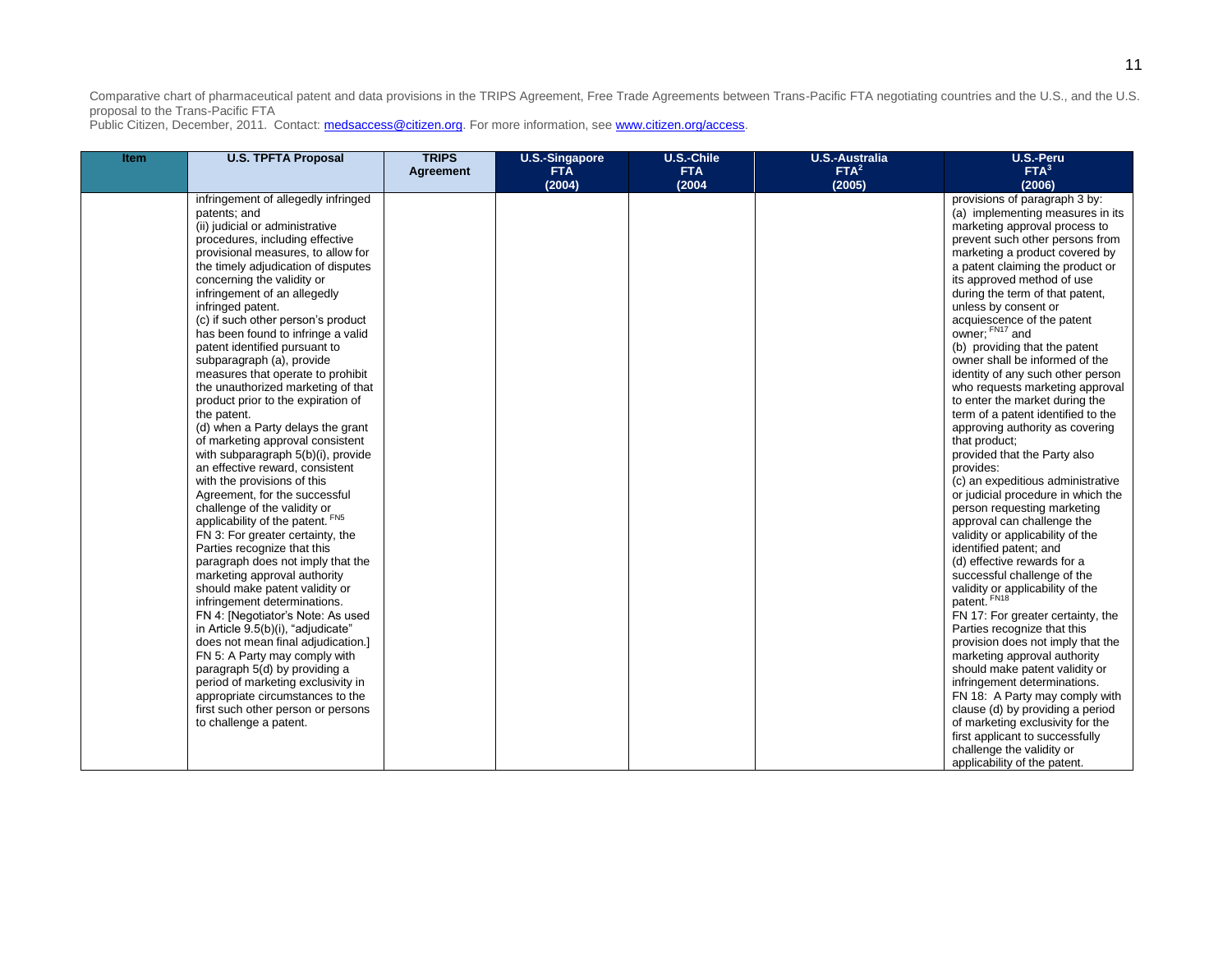Comparative chart of pharmaceutical patent and data provisions in the TRIPS Agreement, Free Trade Agreements between Trans-Pacific FTA negotiating countries and the U.S., and the U.S. proposal to the Trans-Pacific FTA
Public Citizen, December, 2011. Contact: medsaccess@citizen.org. For more information, see www.citizen.org/access.

| Item | U.S. TPFTA Proposal | TRIPS Agreement | U.S.-Singapore FTA (2004) | U.S.-Chile FTA (2004 | U.S.-Australia FTA[2] (2005) | U.S.-Peru FTA[3] (2006) |
|---|---|---|---|---|---|---|
| | infringement of allegedly infringed patents; and<br>(ii) judicial or administrative procedures, including effective provisional measures, to allow for the timely adjudication of disputes concerning the validity or infringement of an allegedly infringed patent.<br>(c) if such other person's product has been found to infringe a valid patent identified pursuant to subparagraph (a), provide measures that operate to prohibit the unauthorized marketing of that product prior to the expiration of the patent.<br>(d) when a Party delays the grant of marketing approval consistent with subparagraph 5(b)(i), provide an effective reward, consistent with the provisions of this Agreement, for the successful challenge of the validity or applicability of the patent. FN5<br>FN 3: For greater certainty, the Parties recognize that this paragraph does not imply that the marketing approval authority should make patent validity or infringement determinations.<br>FN 4: [Negotiator's Note: As used in Article 9.5(b)(i), "adjudicate" does not mean final adjudication.]<br>FN 5: A Party may comply with paragraph 5(d) by providing a period of marketing exclusivity in appropriate circumstances to the first such other person or persons to challenge a patent. | | | | | provisions of paragraph 3 by:<br>(a) implementing measures in its marketing approval process to prevent such other persons from marketing a product covered by a patent claiming the product or its approved method of use during the term of that patent, unless by consent or acquiescence of the patent owner; FN17 and<br>(b) providing that the patent owner shall be informed of the identity of any such other person who requests marketing approval to enter the market during the term of a patent identified to the approving authority as covering that product;<br>provided that the Party also provides:<br>(c) an expeditious administrative or judicial procedure in which the person requesting marketing approval can challenge the validity or applicability of the identified patent; and<br>(d) effective rewards for a successful challenge of the validity or applicability of the patent. FN18<br>FN 17: For greater certainty, the Parties recognize that this provision does not imply that the marketing approval authority should make patent validity or infringement determinations.<br>FN 18: A Party may comply with clause (d) by providing a period of marketing exclusivity for the first applicant to successfully challenge the validity or applicability of the patent. |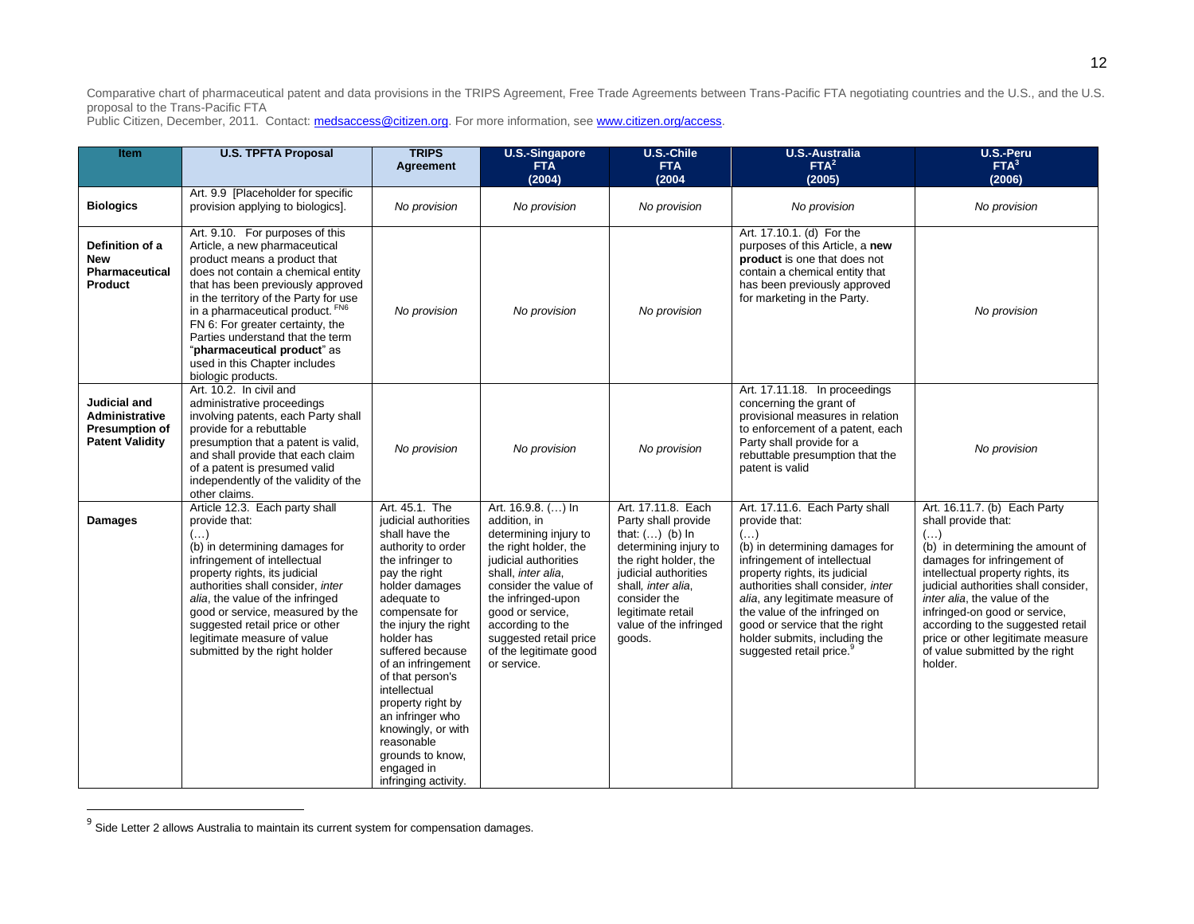Comparative chart of pharmaceutical patent and data provisions in the TRIPS Agreement, Free Trade Agreements between Trans-Pacific FTA negotiating countries and the U.S., and the U.S. proposal to the Trans-Pacific FTA

Public Citizen, December, 2011. Contact: medsaccess@citizen.org. For more information, see www.citizen.org/access.

| Item | U.S. TPFTA Proposal | TRIPS Agreement | U.S.-Singapore FTA (2004) | U.S.-Chile FTA (2004 | U.S.-Australia FTA[2] (2005) | U.S.-Peru FTA[3] (2006) |
|---|---|---|---|---|---|---|
| **Biologics** | Art. 9.9 [Placeholder for specific provision applying to biologics]. | *No provision* | *No provision* | *No provision* | *No provision* | *No provision* |
| **Definition of a New Pharmaceutical Product** | Art. 9.10. For purposes of this Article, a new pharmaceutical product means a product that does not contain a chemical entity that has been previously approved in the territory of the Party for use in a pharmaceutical product. [FN6] FN 6: For greater certainty, the Parties understand that the term "**pharmaceutical product**" as used in this Chapter includes biologic products. | *No provision* | *No provision* | *No provision* | Art. 17.10.1. (d) For the purposes of this Article, a **new product** is one that does not contain a chemical entity that has been previously approved for marketing in the Party. | *No provision* |
| **Judicial and Administrative Presumption of Patent Validity** | Art. 10.2. In civil and administrative proceedings involving patents, each Party shall provide for a rebuttable presumption that a patent is valid, and shall provide that each claim of a patent is presumed valid independently of the validity of the other claims. | *No provision* | *No provision* | *No provision* | Art. 17.11.18. In proceedings concerning the grant of provisional measures in relation to enforcement of a patent, each Party shall provide for a rebuttable presumption that the patent is valid | *No provision* |
| **Damages** | Article 12.3. Each party shall provide that: (…) (b) in determining damages for infringement of intellectual property rights, its judicial authorities shall consider, *inter alia*, the value of the infringed good or service, measured by the suggested retail price or other legitimate measure of value submitted by the right holder | Art. 45.1. The judicial authorities shall have the authority to order the infringer to pay the right holder damages adequate to compensate for the injury the right holder has suffered because of an infringement of that person's intellectual property right by an infringer who knowingly, or with reasonable grounds to know, engaged in infringing activity. | Art. 16.9.8. (…) In addition, in determining injury to the right holder, the judicial authorities shall, *inter alia*, consider the value of the infringed-upon good or service, according to the suggested retail price of the legitimate good or service. | Art. 17.11.8. Each Party shall provide that: (…) (b) In determining injury to the right holder, the judicial authorities shall, *inter alia*, consider the legitimate retail value of the infringed goods. | Art. 17.11.6. Each Party shall provide that: (…) (b) in determining damages for infringement of intellectual property rights, its judicial authorities shall consider, *inter alia*, any legitimate measure of the value of the infringed on good or service that the right holder submits, including the suggested retail price.[9] | Art. 16.11.7. (b) Each Party shall provide that: (…) (b) in determining the amount of damages for infringement of intellectual property rights, its judicial authorities shall consider, *inter alia*, the value of the infringed-on good or service, according to the suggested retail price or other legitimate measure of value submitted by the right holder. |

[9] Side Letter 2 allows Australia to maintain its current system for compensation damages.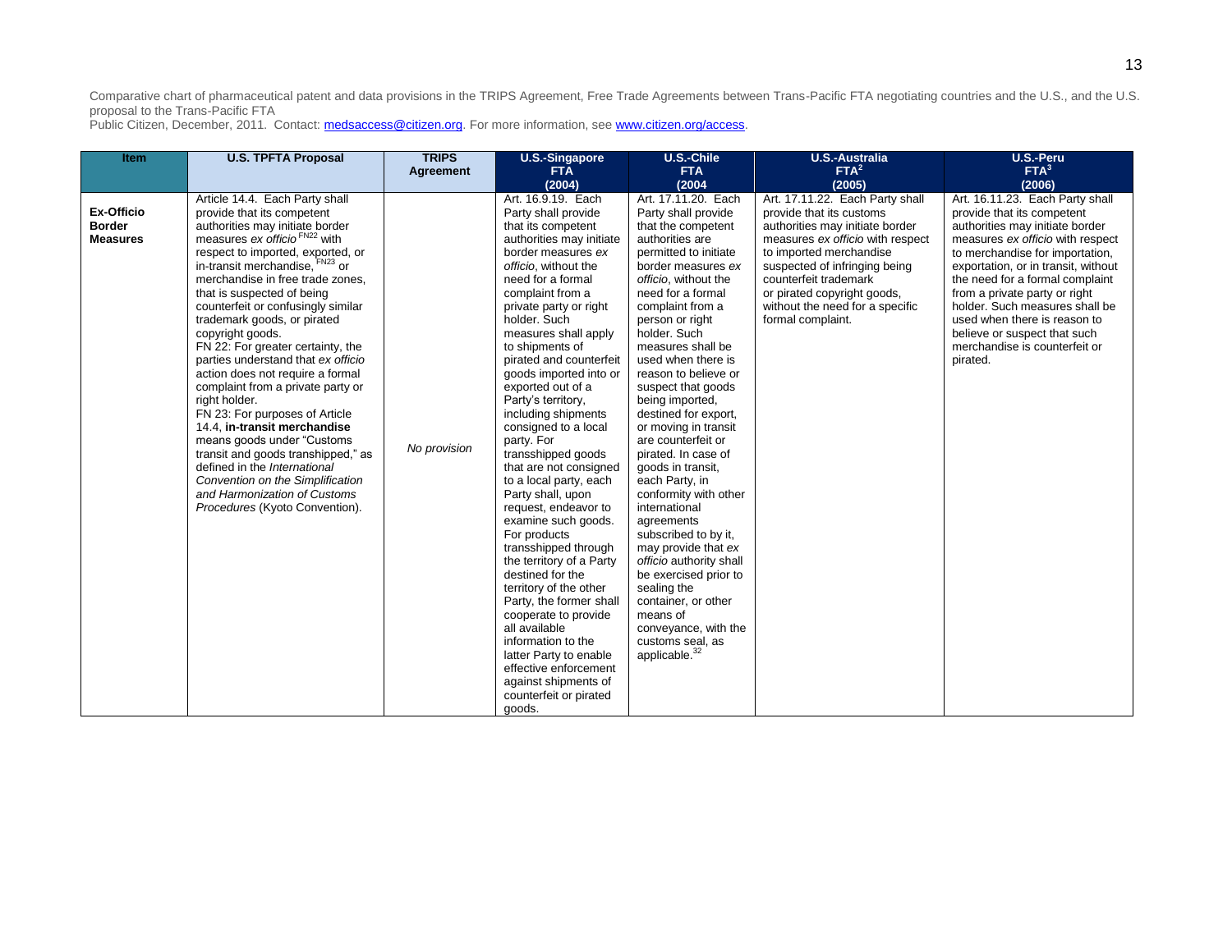Comparative chart of pharmaceutical patent and data provisions in the TRIPS Agreement, Free Trade Agreements between Trans-Pacific FTA negotiating countries and the U.S., and the U.S. proposal to the Trans-Pacific FTA
Public Citizen, December, 2011. Contact: medsaccess@citizen.org. For more information, see www.citizen.org/access.

| Item | U.S. TPFTA Proposal | TRIPS Agreement | U.S.-Singapore FTA (2004) | U.S.-Chile FTA (2004 | U.S.-Australia FTA[2] (2005) | U.S.-Peru FTA[3] (2006) |
|---|---|---|---|---|---|---|
| **Ex-Officio Border Measures** | Article 14.4. Each Party shall provide that its competent authorities may initiate border measures *ex officio* [FN22] with respect to imported, exported, or in-transit merchandise, [FN23] or merchandise in free trade zones, that is suspected of being counterfeit or confusingly similar trademark goods, or pirated copyright goods.<br>FN 22: For greater certainty, the parties understand that *ex officio* action does not require a formal complaint from a private party or right holder.<br>FN 23: For purposes of Article 14.4, **in-transit merchandise** means goods under "Customs transit and goods transhipped," as defined in the *International Convention on the Simplification and Harmonization of Customs Procedures* (Kyoto Convention). | *No provision* | Art. 16.9.19. Each Party shall provide that its competent authorities may initiate border measures *ex officio*, without the need for a formal complaint from a private party or right holder. Such measures shall apply to shipments of pirated and counterfeit goods imported into or exported out of a Party's territory, including shipments consigned to a local party. For transshipped goods that are not consigned to a local party, each Party shall, upon request, endeavor to examine such goods. For products transshipped through the territory of a Party destined for the territory of the other Party, the former shall cooperate to provide all available information to the latter Party to enable effective enforcement against shipments of counterfeit or pirated goods. | Art. 17.11.20. Each Party shall provide that the competent authorities are permitted to initiate border measures *ex officio*, without the need for a formal complaint from a person or right holder. Such measures shall be used when there is reason to believe or suspect that goods being imported, destined for export, or moving in transit are counterfeit or pirated. In case of goods in transit, each Party, in conformity with other international agreements subscribed to by it, may provide that *ex officio* authority shall be exercised prior to sealing the container, or other means of conveyance, with the customs seal, as applicable.[32] | Art. 17.11.22. Each Party shall provide that its customs authorities may initiate border measures *ex officio* with respect to imported merchandise suspected of infringing being counterfeit trademark or pirated copyright goods, without the need for a specific formal complaint. | Art. 16.11.23. Each Party shall provide that its competent authorities may initiate border measures *ex officio* with respect to merchandise for importation, exportation, or in transit, without the need for a formal complaint from a private party or right holder. Such measures shall be used when there is reason to believe or suspect that such merchandise is counterfeit or pirated. |